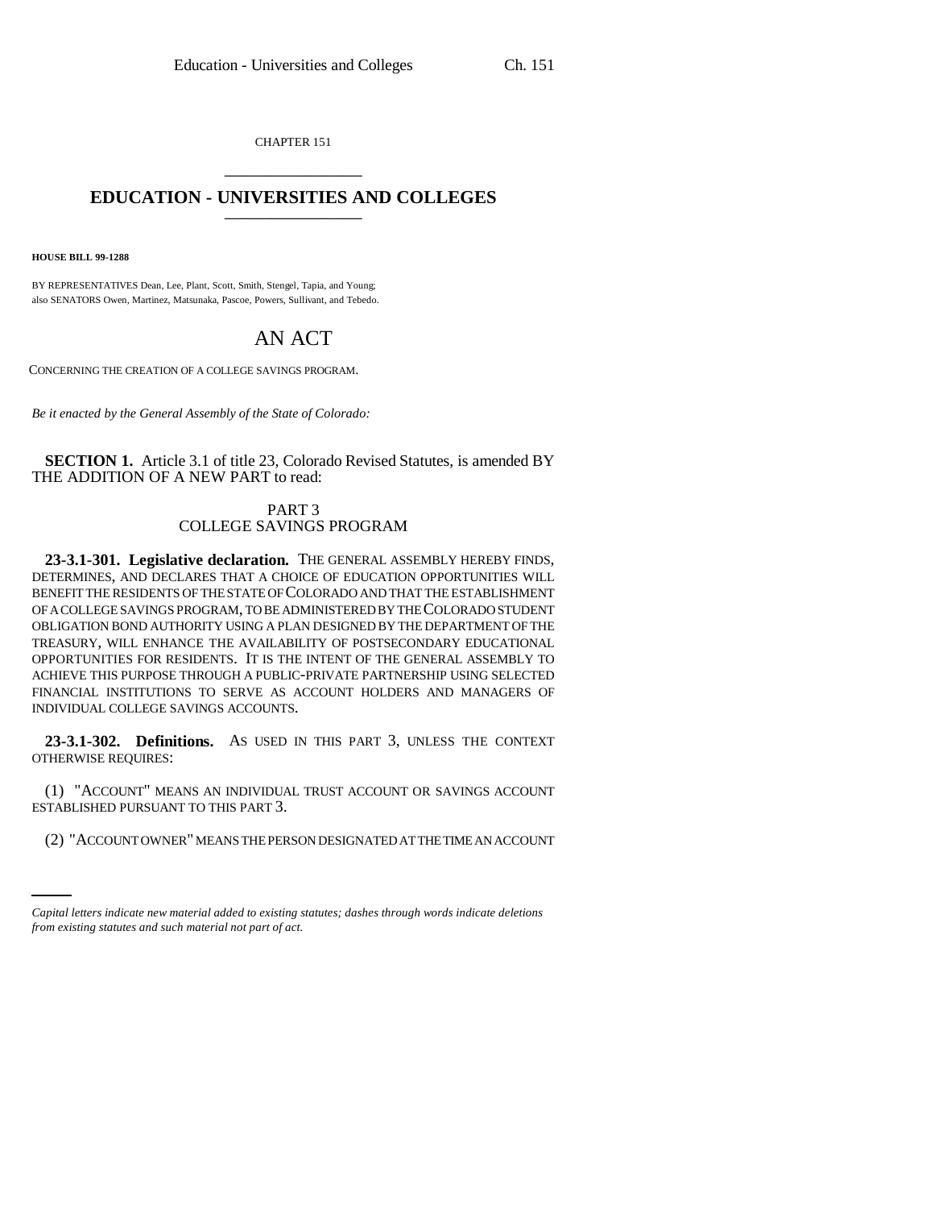CHAPTER 151

# EDUCATION - UNIVERSITIES AND COLLEGES

**HOUSE BILL 99-1288**

BY REPRESENTATIVES Dean, Lee, Plant, Scott, Smith, Stengel, Tapia, and Young;
also SENATORS Owen, Martinez, Matsunaka, Pascoe, Powers, Sullivant, and Tebedo.

## AN ACT

CONCERNING THE CREATION OF A COLLEGE SAVINGS PROGRAM.

*Be it enacted by the General Assembly of the State of Colorado:*

**SECTION 1.** Article 3.1 of title 23, Colorado Revised Statutes, is amended BY THE ADDITION OF A NEW PART to read:

### PART 3
### COLLEGE SAVINGS PROGRAM

**23-3.1-301. Legislative declaration.** THE GENERAL ASSEMBLY HEREBY FINDS, DETERMINES, AND DECLARES THAT A CHOICE OF EDUCATION OPPORTUNITIES WILL BENEFIT THE RESIDENTS OF THE STATE OF COLORADO AND THAT THE ESTABLISHMENT OF A COLLEGE SAVINGS PROGRAM, TO BE ADMINISTERED BY THE COLORADO STUDENT OBLIGATION BOND AUTHORITY USING A PLAN DESIGNED BY THE DEPARTMENT OF THE TREASURY, WILL ENHANCE THE AVAILABILITY OF POSTSECONDARY EDUCATIONAL OPPORTUNITIES FOR RESIDENTS. IT IS THE INTENT OF THE GENERAL ASSEMBLY TO ACHIEVE THIS PURPOSE THROUGH A PUBLIC-PRIVATE PARTNERSHIP USING SELECTED FINANCIAL INSTITUTIONS TO SERVE AS ACCOUNT HOLDERS AND MANAGERS OF INDIVIDUAL COLLEGE SAVINGS ACCOUNTS.

**23-3.1-302. Definitions.** AS USED IN THIS PART 3, UNLESS THE CONTEXT OTHERWISE REQUIRES:

(1) "ACCOUNT" MEANS AN INDIVIDUAL TRUST ACCOUNT OR SAVINGS ACCOUNT ESTABLISHED PURSUANT TO THIS PART 3.

(2) "ACCOUNT OWNER" MEANS THE PERSON DESIGNATED AT THE TIME AN ACCOUNT

*Capital letters indicate new material added to existing statutes; dashes through words indicate deletions from existing statutes and such material not part of act.*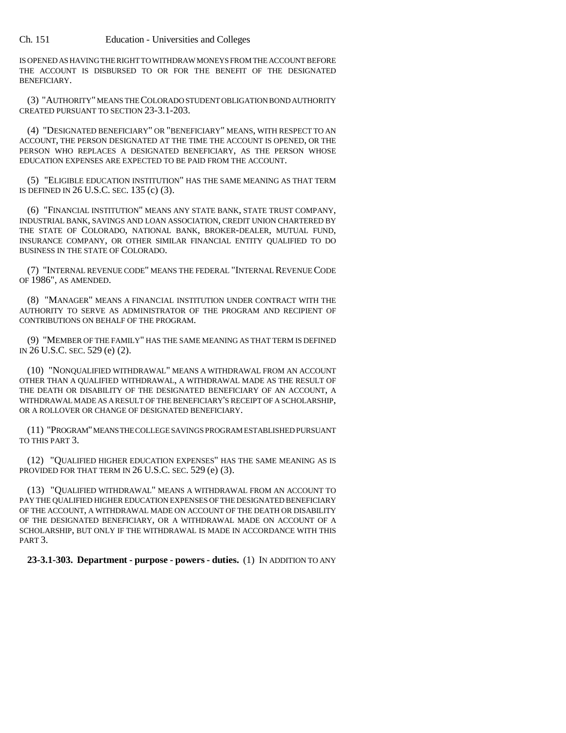IS OPENED AS HAVING THE RIGHT TO WITHDRAW MONEYS FROM THE ACCOUNT BEFORE THE ACCOUNT IS DISBURSED TO OR FOR THE BENEFIT OF THE DESIGNATED BENEFICIARY.

(3) "AUTHORITY" MEANS THE COLORADO STUDENT OBLIGATION BOND AUTHORITY CREATED PURSUANT TO SECTION 23-3.1-203.

(4) "DESIGNATED BENEFICIARY" OR "BENEFICIARY" MEANS, WITH RESPECT TO AN ACCOUNT, THE PERSON DESIGNATED AT THE TIME THE ACCOUNT IS OPENED, OR THE PERSON WHO REPLACES A DESIGNATED BENEFICIARY, AS THE PERSON WHOSE EDUCATION EXPENSES ARE EXPECTED TO BE PAID FROM THE ACCOUNT.

(5) "ELIGIBLE EDUCATION INSTITUTION" HAS THE SAME MEANING AS THAT TERM IS DEFINED IN 26 U.S.C. SEC. 135 (c) (3).

(6) "FINANCIAL INSTITUTION" MEANS ANY STATE BANK, STATE TRUST COMPANY, INDUSTRIAL BANK, SAVINGS AND LOAN ASSOCIATION, CREDIT UNION CHARTERED BY THE STATE OF COLORADO, NATIONAL BANK, BROKER-DEALER, MUTUAL FUND, INSURANCE COMPANY, OR OTHER SIMILAR FINANCIAL ENTITY QUALIFIED TO DO BUSINESS IN THE STATE OF COLORADO.

(7) "INTERNAL REVENUE CODE" MEANS THE FEDERAL "INTERNAL REVENUE CODE OF 1986", AS AMENDED.

(8) "MANAGER" MEANS A FINANCIAL INSTITUTION UNDER CONTRACT WITH THE AUTHORITY TO SERVE AS ADMINISTRATOR OF THE PROGRAM AND RECIPIENT OF CONTRIBUTIONS ON BEHALF OF THE PROGRAM.

(9) "MEMBER OF THE FAMILY" HAS THE SAME MEANING AS THAT TERM IS DEFINED IN 26 U.S.C. SEC. 529 (e) (2).

(10) "NONQUALIFIED WITHDRAWAL" MEANS A WITHDRAWAL FROM AN ACCOUNT OTHER THAN A QUALIFIED WITHDRAWAL, A WITHDRAWAL MADE AS THE RESULT OF THE DEATH OR DISABILITY OF THE DESIGNATED BENEFICIARY OF AN ACCOUNT, A WITHDRAWAL MADE AS A RESULT OF THE BENEFICIARY'S RECEIPT OF A SCHOLARSHIP, OR A ROLLOVER OR CHANGE OF DESIGNATED BENEFICIARY.

(11) "PROGRAM" MEANS THE COLLEGE SAVINGS PROGRAM ESTABLISHED PURSUANT TO THIS PART 3.

(12) "QUALIFIED HIGHER EDUCATION EXPENSES" HAS THE SAME MEANING AS IS PROVIDED FOR THAT TERM IN 26 U.S.C. SEC. 529 (e) (3).

(13) "QUALIFIED WITHDRAWAL" MEANS A WITHDRAWAL FROM AN ACCOUNT TO PAY THE QUALIFIED HIGHER EDUCATION EXPENSES OF THE DESIGNATED BENEFICIARY OF THE ACCOUNT, A WITHDRAWAL MADE ON ACCOUNT OF THE DEATH OR DISABILITY OF THE DESIGNATED BENEFICIARY, OR A WITHDRAWAL MADE ON ACCOUNT OF A SCHOLARSHIP, BUT ONLY IF THE WITHDRAWAL IS MADE IN ACCORDANCE WITH THIS PART 3.

**23-3.1-303. Department - purpose - powers - duties.** (1) IN ADDITION TO ANY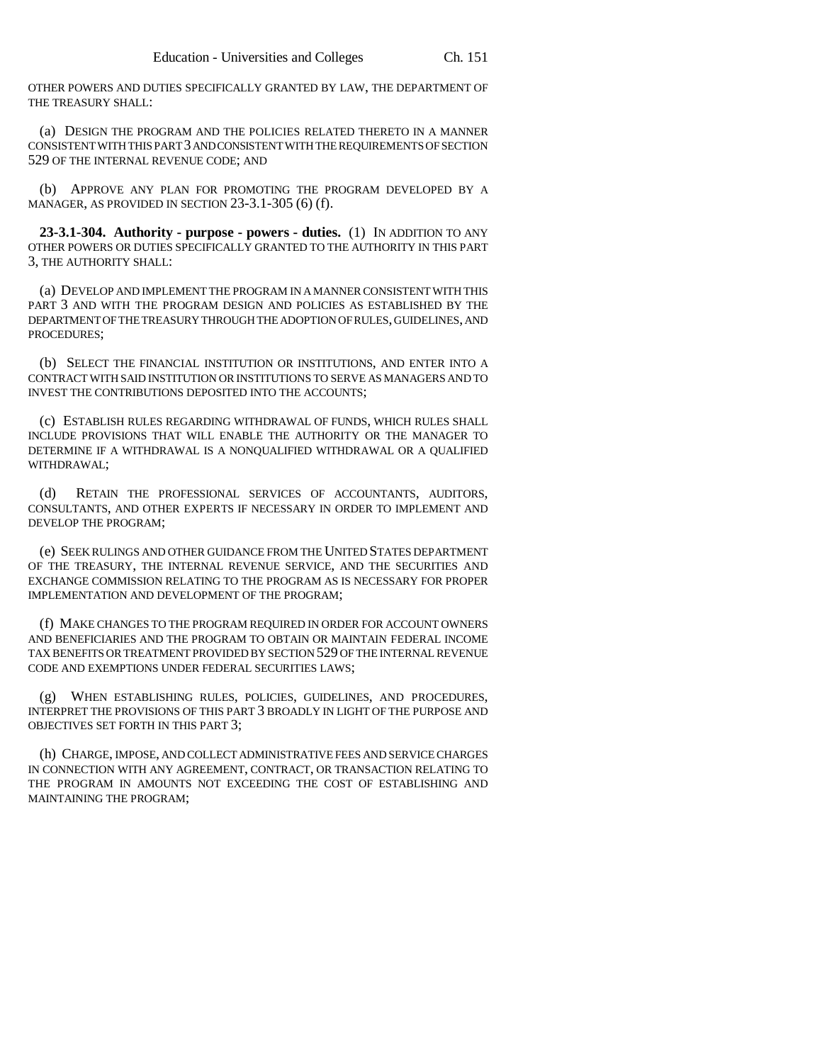OTHER POWERS AND DUTIES SPECIFICALLY GRANTED BY LAW, THE DEPARTMENT OF THE TREASURY SHALL:

(a) DESIGN THE PROGRAM AND THE POLICIES RELATED THERETO IN A MANNER CONSISTENT WITH THIS PART 3 AND CONSISTENT WITH THE REQUIREMENTS OF SECTION 529 OF THE INTERNAL REVENUE CODE; AND

(b) APPROVE ANY PLAN FOR PROMOTING THE PROGRAM DEVELOPED BY A MANAGER, AS PROVIDED IN SECTION 23-3.1-305 (6) (f).

**23-3.1-304. Authority - purpose - powers - duties.** (1) IN ADDITION TO ANY OTHER POWERS OR DUTIES SPECIFICALLY GRANTED TO THE AUTHORITY IN THIS PART 3, THE AUTHORITY SHALL:

(a) DEVELOP AND IMPLEMENT THE PROGRAM IN A MANNER CONSISTENT WITH THIS PART 3 AND WITH THE PROGRAM DESIGN AND POLICIES AS ESTABLISHED BY THE DEPARTMENT OF THE TREASURY THROUGH THE ADOPTION OF RULES, GUIDELINES, AND PROCEDURES;

(b) SELECT THE FINANCIAL INSTITUTION OR INSTITUTIONS, AND ENTER INTO A CONTRACT WITH SAID INSTITUTION OR INSTITUTIONS TO SERVE AS MANAGERS AND TO INVEST THE CONTRIBUTIONS DEPOSITED INTO THE ACCOUNTS;

(c) ESTABLISH RULES REGARDING WITHDRAWAL OF FUNDS, WHICH RULES SHALL INCLUDE PROVISIONS THAT WILL ENABLE THE AUTHORITY OR THE MANAGER TO DETERMINE IF A WITHDRAWAL IS A NONQUALIFIED WITHDRAWAL OR A QUALIFIED WITHDRAWAL;

(d) RETAIN THE PROFESSIONAL SERVICES OF ACCOUNTANTS, AUDITORS, CONSULTANTS, AND OTHER EXPERTS IF NECESSARY IN ORDER TO IMPLEMENT AND DEVELOP THE PROGRAM;

(e) SEEK RULINGS AND OTHER GUIDANCE FROM THE UNITED STATES DEPARTMENT OF THE TREASURY, THE INTERNAL REVENUE SERVICE, AND THE SECURITIES AND EXCHANGE COMMISSION RELATING TO THE PROGRAM AS IS NECESSARY FOR PROPER IMPLEMENTATION AND DEVELOPMENT OF THE PROGRAM;

(f) MAKE CHANGES TO THE PROGRAM REQUIRED IN ORDER FOR ACCOUNT OWNERS AND BENEFICIARIES AND THE PROGRAM TO OBTAIN OR MAINTAIN FEDERAL INCOME TAX BENEFITS OR TREATMENT PROVIDED BY SECTION 529 OF THE INTERNAL REVENUE CODE AND EXEMPTIONS UNDER FEDERAL SECURITIES LAWS;

(g) WHEN ESTABLISHING RULES, POLICIES, GUIDELINES, AND PROCEDURES, INTERPRET THE PROVISIONS OF THIS PART 3 BROADLY IN LIGHT OF THE PURPOSE AND OBJECTIVES SET FORTH IN THIS PART 3;

(h) CHARGE, IMPOSE, AND COLLECT ADMINISTRATIVE FEES AND SERVICE CHARGES IN CONNECTION WITH ANY AGREEMENT, CONTRACT, OR TRANSACTION RELATING TO THE PROGRAM IN AMOUNTS NOT EXCEEDING THE COST OF ESTABLISHING AND MAINTAINING THE PROGRAM;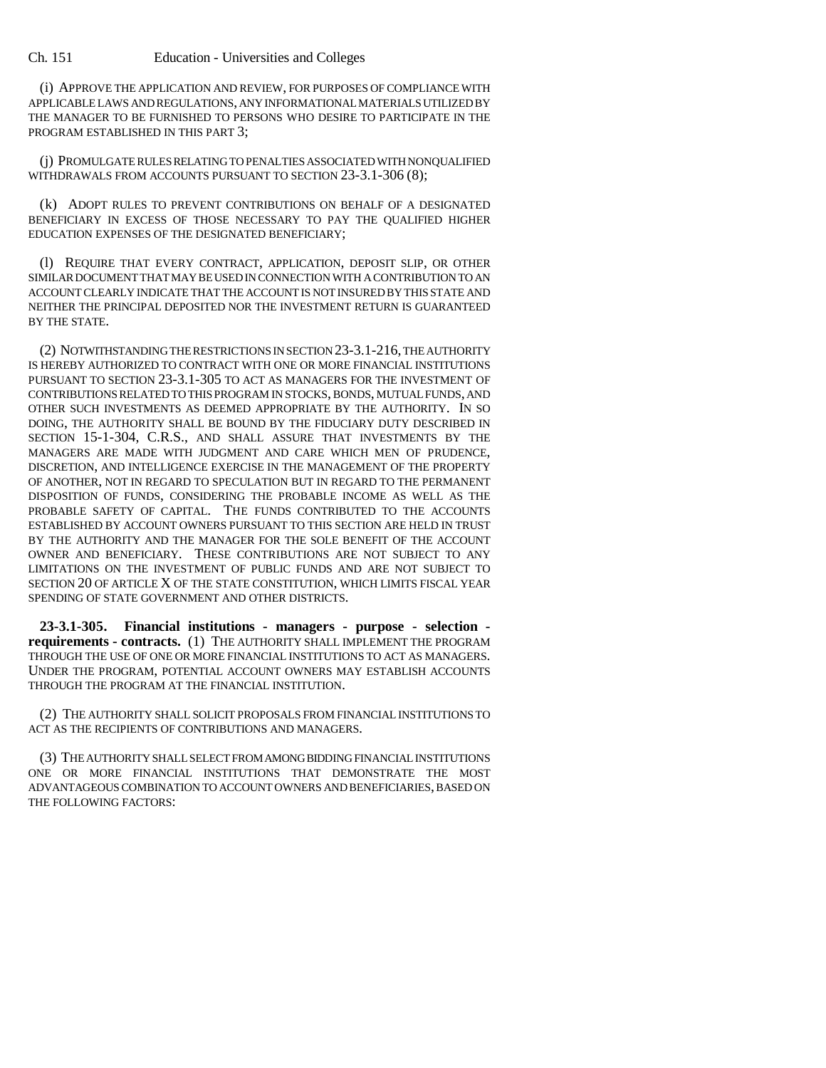(i) APPROVE THE APPLICATION AND REVIEW, FOR PURPOSES OF COMPLIANCE WITH APPLICABLE LAWS AND REGULATIONS, ANY INFORMATIONAL MATERIALS UTILIZED BY THE MANAGER TO BE FURNISHED TO PERSONS WHO DESIRE TO PARTICIPATE IN THE PROGRAM ESTABLISHED IN THIS PART 3;

(j) PROMULGATE RULES RELATING TO PENALTIES ASSOCIATED WITH NONQUALIFIED WITHDRAWALS FROM ACCOUNTS PURSUANT TO SECTION 23-3.1-306 (8);

(k) ADOPT RULES TO PREVENT CONTRIBUTIONS ON BEHALF OF A DESIGNATED BENEFICIARY IN EXCESS OF THOSE NECESSARY TO PAY THE QUALIFIED HIGHER EDUCATION EXPENSES OF THE DESIGNATED BENEFICIARY;

(l) REQUIRE THAT EVERY CONTRACT, APPLICATION, DEPOSIT SLIP, OR OTHER SIMILAR DOCUMENT THAT MAY BE USED IN CONNECTION WITH A CONTRIBUTION TO AN ACCOUNT CLEARLY INDICATE THAT THE ACCOUNT IS NOT INSURED BY THIS STATE AND NEITHER THE PRINCIPAL DEPOSITED NOR THE INVESTMENT RETURN IS GUARANTEED BY THE STATE.

(2) NOTWITHSTANDING THE RESTRICTIONS IN SECTION 23-3.1-216, THE AUTHORITY IS HEREBY AUTHORIZED TO CONTRACT WITH ONE OR MORE FINANCIAL INSTITUTIONS PURSUANT TO SECTION 23-3.1-305 TO ACT AS MANAGERS FOR THE INVESTMENT OF CONTRIBUTIONS RELATED TO THIS PROGRAM IN STOCKS, BONDS, MUTUAL FUNDS, AND OTHER SUCH INVESTMENTS AS DEEMED APPROPRIATE BY THE AUTHORITY. IN SO DOING, THE AUTHORITY SHALL BE BOUND BY THE FIDUCIARY DUTY DESCRIBED IN SECTION 15-1-304, C.R.S., AND SHALL ASSURE THAT INVESTMENTS BY THE MANAGERS ARE MADE WITH JUDGMENT AND CARE WHICH MEN OF PRUDENCE, DISCRETION, AND INTELLIGENCE EXERCISE IN THE MANAGEMENT OF THE PROPERTY OF ANOTHER, NOT IN REGARD TO SPECULATION BUT IN REGARD TO THE PERMANENT DISPOSITION OF FUNDS, CONSIDERING THE PROBABLE INCOME AS WELL AS THE PROBABLE SAFETY OF CAPITAL. THE FUNDS CONTRIBUTED TO THE ACCOUNTS ESTABLISHED BY ACCOUNT OWNERS PURSUANT TO THIS SECTION ARE HELD IN TRUST BY THE AUTHORITY AND THE MANAGER FOR THE SOLE BENEFIT OF THE ACCOUNT OWNER AND BENEFICIARY. THESE CONTRIBUTIONS ARE NOT SUBJECT TO ANY LIMITATIONS ON THE INVESTMENT OF PUBLIC FUNDS AND ARE NOT SUBJECT TO SECTION 20 OF ARTICLE X OF THE STATE CONSTITUTION, WHICH LIMITS FISCAL YEAR SPENDING OF STATE GOVERNMENT AND OTHER DISTRICTS.

**23-3.1-305. Financial institutions - managers - purpose - selection - requirements - contracts.** (1) THE AUTHORITY SHALL IMPLEMENT THE PROGRAM THROUGH THE USE OF ONE OR MORE FINANCIAL INSTITUTIONS TO ACT AS MANAGERS. UNDER THE PROGRAM, POTENTIAL ACCOUNT OWNERS MAY ESTABLISH ACCOUNTS THROUGH THE PROGRAM AT THE FINANCIAL INSTITUTION.

(2) THE AUTHORITY SHALL SOLICIT PROPOSALS FROM FINANCIAL INSTITUTIONS TO ACT AS THE RECIPIENTS OF CONTRIBUTIONS AND MANAGERS.

(3) THE AUTHORITY SHALL SELECT FROM AMONG BIDDING FINANCIAL INSTITUTIONS ONE OR MORE FINANCIAL INSTITUTIONS THAT DEMONSTRATE THE MOST ADVANTAGEOUS COMBINATION TO ACCOUNT OWNERS AND BENEFICIARIES, BASED ON THE FOLLOWING FACTORS: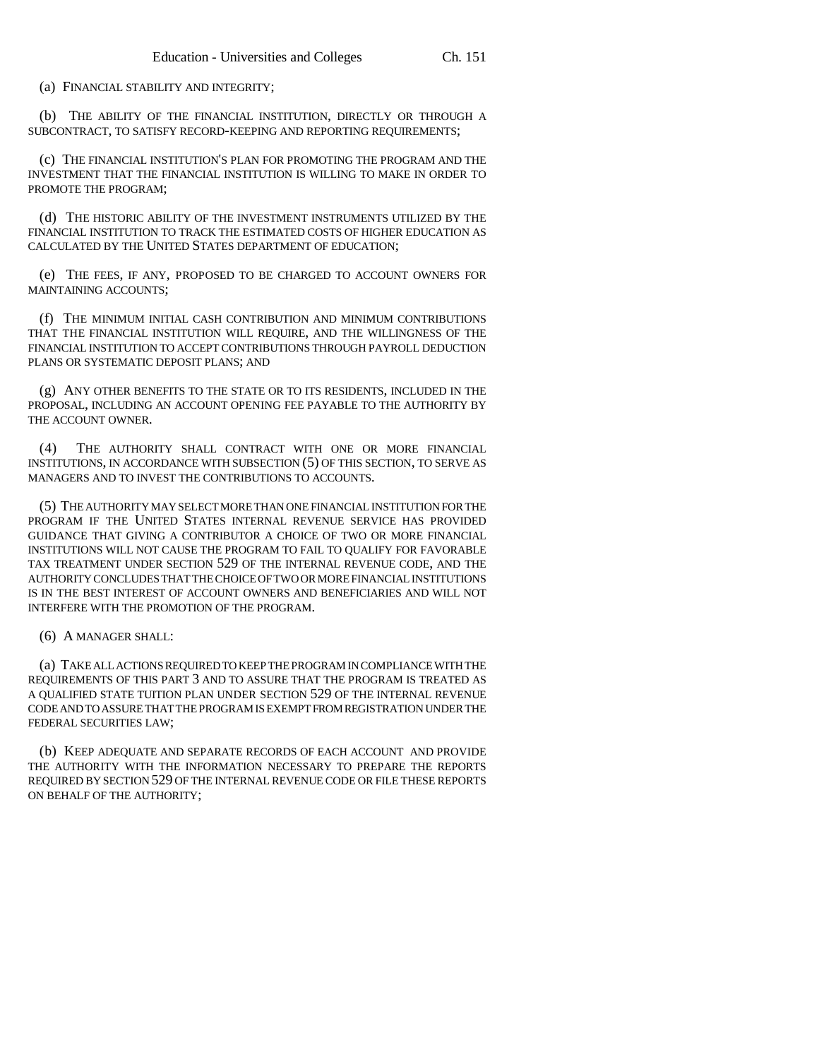(a) FINANCIAL STABILITY AND INTEGRITY;

(b) THE ABILITY OF THE FINANCIAL INSTITUTION, DIRECTLY OR THROUGH A SUBCONTRACT, TO SATISFY RECORD-KEEPING AND REPORTING REQUIREMENTS;

(c) THE FINANCIAL INSTITUTION'S PLAN FOR PROMOTING THE PROGRAM AND THE INVESTMENT THAT THE FINANCIAL INSTITUTION IS WILLING TO MAKE IN ORDER TO PROMOTE THE PROGRAM;

(d) THE HISTORIC ABILITY OF THE INVESTMENT INSTRUMENTS UTILIZED BY THE FINANCIAL INSTITUTION TO TRACK THE ESTIMATED COSTS OF HIGHER EDUCATION AS CALCULATED BY THE UNITED STATES DEPARTMENT OF EDUCATION;

(e) THE FEES, IF ANY, PROPOSED TO BE CHARGED TO ACCOUNT OWNERS FOR MAINTAINING ACCOUNTS;

(f) THE MINIMUM INITIAL CASH CONTRIBUTION AND MINIMUM CONTRIBUTIONS THAT THE FINANCIAL INSTITUTION WILL REQUIRE, AND THE WILLINGNESS OF THE FINANCIAL INSTITUTION TO ACCEPT CONTRIBUTIONS THROUGH PAYROLL DEDUCTION PLANS OR SYSTEMATIC DEPOSIT PLANS; AND

(g) ANY OTHER BENEFITS TO THE STATE OR TO ITS RESIDENTS, INCLUDED IN THE PROPOSAL, INCLUDING AN ACCOUNT OPENING FEE PAYABLE TO THE AUTHORITY BY THE ACCOUNT OWNER.

(4) THE AUTHORITY SHALL CONTRACT WITH ONE OR MORE FINANCIAL INSTITUTIONS, IN ACCORDANCE WITH SUBSECTION (5) OF THIS SECTION, TO SERVE AS MANAGERS AND TO INVEST THE CONTRIBUTIONS TO ACCOUNTS.

(5) THE AUTHORITY MAY SELECT MORE THAN ONE FINANCIAL INSTITUTION FOR THE PROGRAM IF THE UNITED STATES INTERNAL REVENUE SERVICE HAS PROVIDED GUIDANCE THAT GIVING A CONTRIBUTOR A CHOICE OF TWO OR MORE FINANCIAL INSTITUTIONS WILL NOT CAUSE THE PROGRAM TO FAIL TO QUALIFY FOR FAVORABLE TAX TREATMENT UNDER SECTION 529 OF THE INTERNAL REVENUE CODE, AND THE AUTHORITY CONCLUDES THAT THE CHOICE OF TWO OR MORE FINANCIAL INSTITUTIONS IS IN THE BEST INTEREST OF ACCOUNT OWNERS AND BENEFICIARIES AND WILL NOT INTERFERE WITH THE PROMOTION OF THE PROGRAM.

(6) A MANAGER SHALL:

(a) TAKE ALL ACTIONS REQUIRED TO KEEP THE PROGRAM IN COMPLIANCE WITH THE REQUIREMENTS OF THIS PART 3 AND TO ASSURE THAT THE PROGRAM IS TREATED AS A QUALIFIED STATE TUITION PLAN UNDER SECTION 529 OF THE INTERNAL REVENUE CODE AND TO ASSURE THAT THE PROGRAM IS EXEMPT FROM REGISTRATION UNDER THE FEDERAL SECURITIES LAW;

(b) KEEP ADEQUATE AND SEPARATE RECORDS OF EACH ACCOUNT AND PROVIDE THE AUTHORITY WITH THE INFORMATION NECESSARY TO PREPARE THE REPORTS REQUIRED BY SECTION 529 OF THE INTERNAL REVENUE CODE OR FILE THESE REPORTS ON BEHALF OF THE AUTHORITY;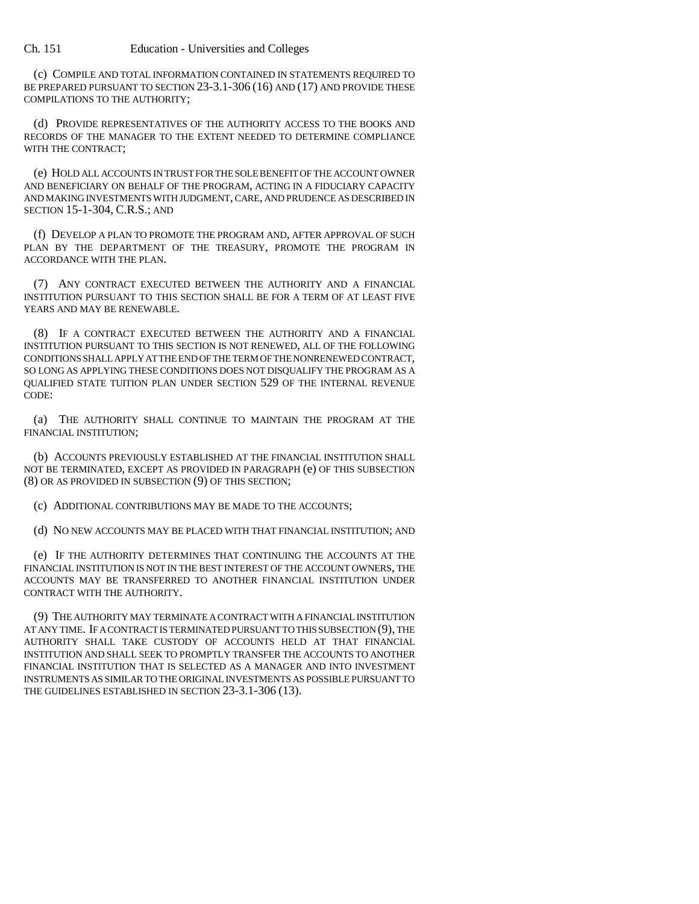(c) COMPILE AND TOTAL INFORMATION CONTAINED IN STATEMENTS REQUIRED TO BE PREPARED PURSUANT TO SECTION 23-3.1-306 (16) AND (17) AND PROVIDE THESE COMPILATIONS TO THE AUTHORITY;

(d) PROVIDE REPRESENTATIVES OF THE AUTHORITY ACCESS TO THE BOOKS AND RECORDS OF THE MANAGER TO THE EXTENT NEEDED TO DETERMINE COMPLIANCE WITH THE CONTRACT;

(e) HOLD ALL ACCOUNTS IN TRUST FOR THE SOLE BENEFIT OF THE ACCOUNT OWNER AND BENEFICIARY ON BEHALF OF THE PROGRAM, ACTING IN A FIDUCIARY CAPACITY AND MAKING INVESTMENTS WITH JUDGMENT, CARE, AND PRUDENCE AS DESCRIBED IN SECTION 15-1-304, C.R.S.; AND

(f) DEVELOP A PLAN TO PROMOTE THE PROGRAM AND, AFTER APPROVAL OF SUCH PLAN BY THE DEPARTMENT OF THE TREASURY, PROMOTE THE PROGRAM IN ACCORDANCE WITH THE PLAN.

(7) ANY CONTRACT EXECUTED BETWEEN THE AUTHORITY AND A FINANCIAL INSTITUTION PURSUANT TO THIS SECTION SHALL BE FOR A TERM OF AT LEAST FIVE YEARS AND MAY BE RENEWABLE.

(8) IF A CONTRACT EXECUTED BETWEEN THE AUTHORITY AND A FINANCIAL INSTITUTION PURSUANT TO THIS SECTION IS NOT RENEWED, ALL OF THE FOLLOWING CONDITIONS SHALL APPLY AT THE END OF THE TERM OF THE NONRENEWED CONTRACT, SO LONG AS APPLYING THESE CONDITIONS DOES NOT DISQUALIFY THE PROGRAM AS A QUALIFIED STATE TUITION PLAN UNDER SECTION 529 OF THE INTERNAL REVENUE CODE:

(a) THE AUTHORITY SHALL CONTINUE TO MAINTAIN THE PROGRAM AT THE FINANCIAL INSTITUTION;

(b) ACCOUNTS PREVIOUSLY ESTABLISHED AT THE FINANCIAL INSTITUTION SHALL NOT BE TERMINATED, EXCEPT AS PROVIDED IN PARAGRAPH (e) OF THIS SUBSECTION (8) OR AS PROVIDED IN SUBSECTION (9) OF THIS SECTION;

(c) ADDITIONAL CONTRIBUTIONS MAY BE MADE TO THE ACCOUNTS;

(d) NO NEW ACCOUNTS MAY BE PLACED WITH THAT FINANCIAL INSTITUTION; AND

(e) IF THE AUTHORITY DETERMINES THAT CONTINUING THE ACCOUNTS AT THE FINANCIAL INSTITUTION IS NOT IN THE BEST INTEREST OF THE ACCOUNT OWNERS, THE ACCOUNTS MAY BE TRANSFERRED TO ANOTHER FINANCIAL INSTITUTION UNDER CONTRACT WITH THE AUTHORITY.

(9) THE AUTHORITY MAY TERMINATE A CONTRACT WITH A FINANCIAL INSTITUTION AT ANY TIME. IF A CONTRACT IS TERMINATED PURSUANT TO THIS SUBSECTION (9), THE AUTHORITY SHALL TAKE CUSTODY OF ACCOUNTS HELD AT THAT FINANCIAL INSTITUTION AND SHALL SEEK TO PROMPTLY TRANSFER THE ACCOUNTS TO ANOTHER FINANCIAL INSTITUTION THAT IS SELECTED AS A MANAGER AND INTO INVESTMENT INSTRUMENTS AS SIMILAR TO THE ORIGINAL INVESTMENTS AS POSSIBLE PURSUANT TO THE GUIDELINES ESTABLISHED IN SECTION 23-3.1-306 (13).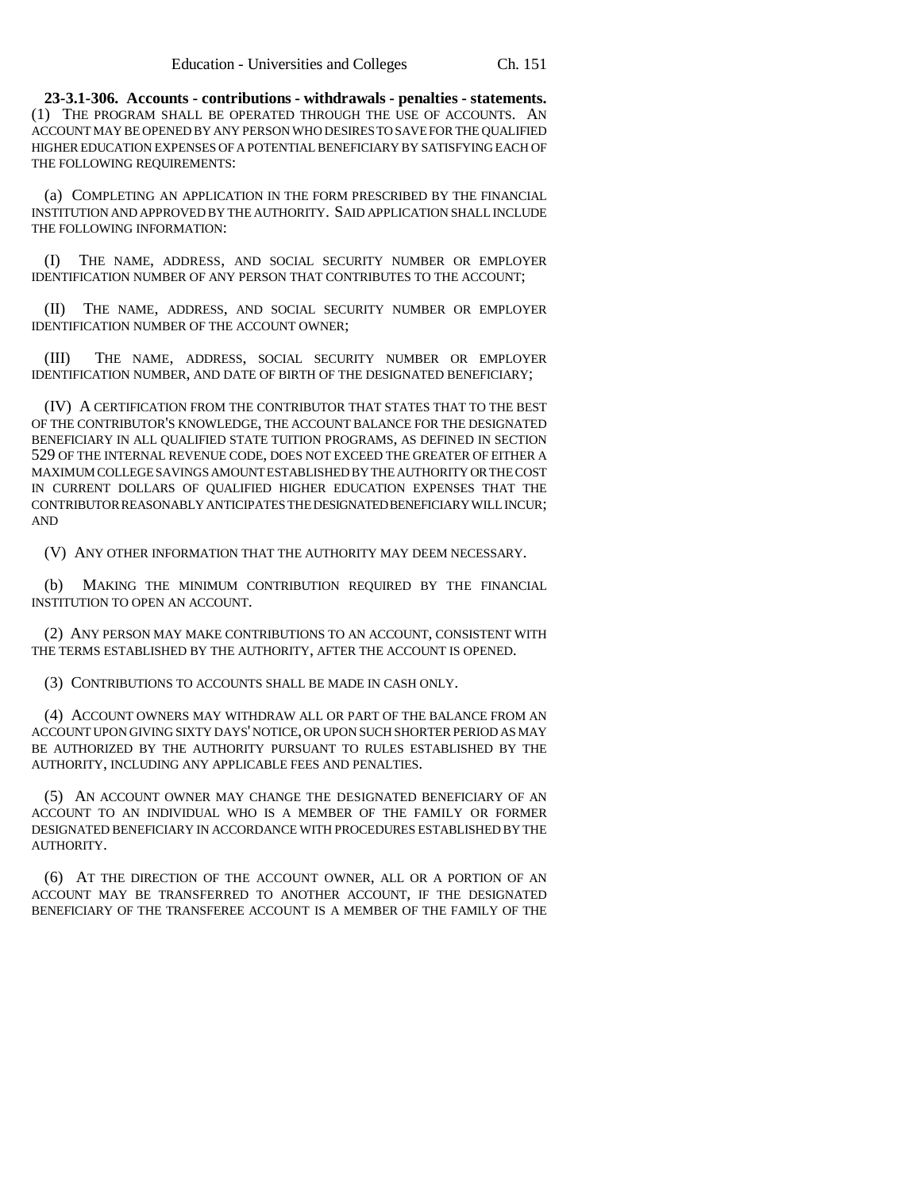**23-3.1-306. Accounts - contributions - withdrawals - penalties - statements.** (1) THE PROGRAM SHALL BE OPERATED THROUGH THE USE OF ACCOUNTS. AN ACCOUNT MAY BE OPENED BY ANY PERSON WHO DESIRES TO SAVE FOR THE QUALIFIED HIGHER EDUCATION EXPENSES OF A POTENTIAL BENEFICIARY BY SATISFYING EACH OF THE FOLLOWING REQUIREMENTS:

(a) COMPLETING AN APPLICATION IN THE FORM PRESCRIBED BY THE FINANCIAL INSTITUTION AND APPROVED BY THE AUTHORITY. SAID APPLICATION SHALL INCLUDE THE FOLLOWING INFORMATION:

(I) THE NAME, ADDRESS, AND SOCIAL SECURITY NUMBER OR EMPLOYER IDENTIFICATION NUMBER OF ANY PERSON THAT CONTRIBUTES TO THE ACCOUNT;

(II) THE NAME, ADDRESS, AND SOCIAL SECURITY NUMBER OR EMPLOYER IDENTIFICATION NUMBER OF THE ACCOUNT OWNER;

(III) THE NAME, ADDRESS, SOCIAL SECURITY NUMBER OR EMPLOYER IDENTIFICATION NUMBER, AND DATE OF BIRTH OF THE DESIGNATED BENEFICIARY;

(IV) A CERTIFICATION FROM THE CONTRIBUTOR THAT STATES THAT TO THE BEST OF THE CONTRIBUTOR'S KNOWLEDGE, THE ACCOUNT BALANCE FOR THE DESIGNATED BENEFICIARY IN ALL QUALIFIED STATE TUITION PROGRAMS, AS DEFINED IN SECTION 529 OF THE INTERNAL REVENUE CODE, DOES NOT EXCEED THE GREATER OF EITHER A MAXIMUM COLLEGE SAVINGS AMOUNT ESTABLISHED BY THE AUTHORITY OR THE COST IN CURRENT DOLLARS OF QUALIFIED HIGHER EDUCATION EXPENSES THAT THE CONTRIBUTOR REASONABLY ANTICIPATES THE DESIGNATED BENEFICIARY WILL INCUR; AND

(V) ANY OTHER INFORMATION THAT THE AUTHORITY MAY DEEM NECESSARY.

(b) MAKING THE MINIMUM CONTRIBUTION REQUIRED BY THE FINANCIAL INSTITUTION TO OPEN AN ACCOUNT.

(2) ANY PERSON MAY MAKE CONTRIBUTIONS TO AN ACCOUNT, CONSISTENT WITH THE TERMS ESTABLISHED BY THE AUTHORITY, AFTER THE ACCOUNT IS OPENED.

(3) CONTRIBUTIONS TO ACCOUNTS SHALL BE MADE IN CASH ONLY.

(4) ACCOUNT OWNERS MAY WITHDRAW ALL OR PART OF THE BALANCE FROM AN ACCOUNT UPON GIVING SIXTY DAYS' NOTICE, OR UPON SUCH SHORTER PERIOD AS MAY BE AUTHORIZED BY THE AUTHORITY PURSUANT TO RULES ESTABLISHED BY THE AUTHORITY, INCLUDING ANY APPLICABLE FEES AND PENALTIES.

(5) AN ACCOUNT OWNER MAY CHANGE THE DESIGNATED BENEFICIARY OF AN ACCOUNT TO AN INDIVIDUAL WHO IS A MEMBER OF THE FAMILY OR FORMER DESIGNATED BENEFICIARY IN ACCORDANCE WITH PROCEDURES ESTABLISHED BY THE AUTHORITY.

(6) AT THE DIRECTION OF THE ACCOUNT OWNER, ALL OR A PORTION OF AN ACCOUNT MAY BE TRANSFERRED TO ANOTHER ACCOUNT, IF THE DESIGNATED BENEFICIARY OF THE TRANSFEREE ACCOUNT IS A MEMBER OF THE FAMILY OF THE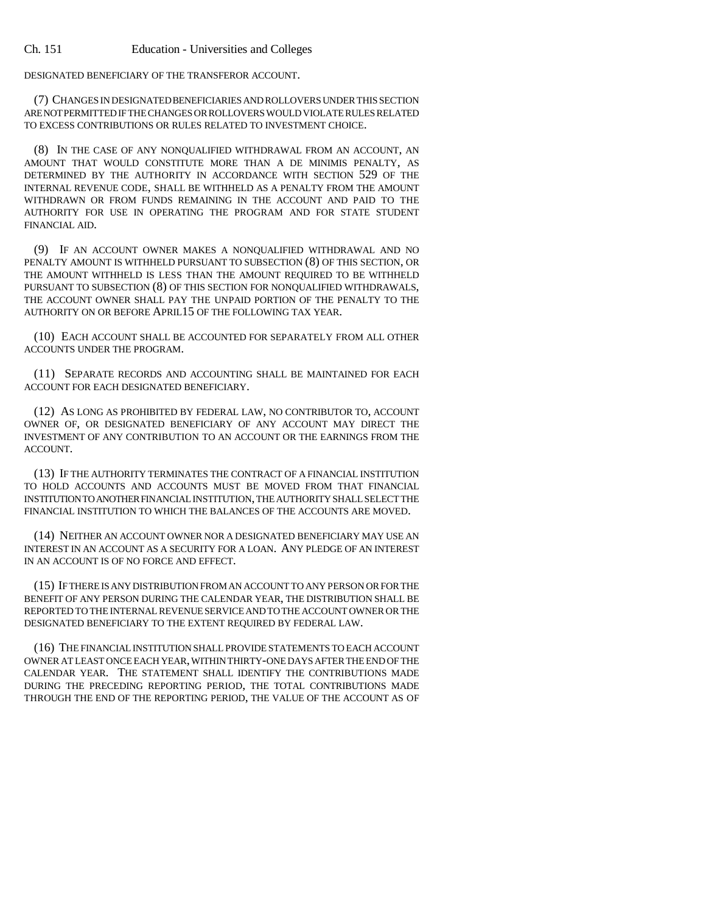DESIGNATED BENEFICIARY OF THE TRANSFEROR ACCOUNT.

(7) CHANGES IN DESIGNATED BENEFICIARIES AND ROLLOVERS UNDER THIS SECTION ARE NOT PERMITTED IF THE CHANGES OR ROLLOVERS WOULD VIOLATE RULES RELATED TO EXCESS CONTRIBUTIONS OR RULES RELATED TO INVESTMENT CHOICE.

(8) IN THE CASE OF ANY NONQUALIFIED WITHDRAWAL FROM AN ACCOUNT, AN AMOUNT THAT WOULD CONSTITUTE MORE THAN A DE MINIMIS PENALTY, AS DETERMINED BY THE AUTHORITY IN ACCORDANCE WITH SECTION 529 OF THE INTERNAL REVENUE CODE, SHALL BE WITHHELD AS A PENALTY FROM THE AMOUNT WITHDRAWN OR FROM FUNDS REMAINING IN THE ACCOUNT AND PAID TO THE AUTHORITY FOR USE IN OPERATING THE PROGRAM AND FOR STATE STUDENT FINANCIAL AID.

(9) IF AN ACCOUNT OWNER MAKES A NONQUALIFIED WITHDRAWAL AND NO PENALTY AMOUNT IS WITHHELD PURSUANT TO SUBSECTION (8) OF THIS SECTION, OR THE AMOUNT WITHHELD IS LESS THAN THE AMOUNT REQUIRED TO BE WITHHELD PURSUANT TO SUBSECTION (8) OF THIS SECTION FOR NONQUALIFIED WITHDRAWALS, THE ACCOUNT OWNER SHALL PAY THE UNPAID PORTION OF THE PENALTY TO THE AUTHORITY ON OR BEFORE APRIL15 OF THE FOLLOWING TAX YEAR.

(10) EACH ACCOUNT SHALL BE ACCOUNTED FOR SEPARATELY FROM ALL OTHER ACCOUNTS UNDER THE PROGRAM.

(11) SEPARATE RECORDS AND ACCOUNTING SHALL BE MAINTAINED FOR EACH ACCOUNT FOR EACH DESIGNATED BENEFICIARY.

(12) AS LONG AS PROHIBITED BY FEDERAL LAW, NO CONTRIBUTOR TO, ACCOUNT OWNER OF, OR DESIGNATED BENEFICIARY OF ANY ACCOUNT MAY DIRECT THE INVESTMENT OF ANY CONTRIBUTION TO AN ACCOUNT OR THE EARNINGS FROM THE ACCOUNT.

(13) IF THE AUTHORITY TERMINATES THE CONTRACT OF A FINANCIAL INSTITUTION TO HOLD ACCOUNTS AND ACCOUNTS MUST BE MOVED FROM THAT FINANCIAL INSTITUTION TO ANOTHER FINANCIAL INSTITUTION, THE AUTHORITY SHALL SELECT THE FINANCIAL INSTITUTION TO WHICH THE BALANCES OF THE ACCOUNTS ARE MOVED.

(14) NEITHER AN ACCOUNT OWNER NOR A DESIGNATED BENEFICIARY MAY USE AN INTEREST IN AN ACCOUNT AS A SECURITY FOR A LOAN. ANY PLEDGE OF AN INTEREST IN AN ACCOUNT IS OF NO FORCE AND EFFECT.

(15) IF THERE IS ANY DISTRIBUTION FROM AN ACCOUNT TO ANY PERSON OR FOR THE BENEFIT OF ANY PERSON DURING THE CALENDAR YEAR, THE DISTRIBUTION SHALL BE REPORTED TO THE INTERNAL REVENUE SERVICE AND TO THE ACCOUNT OWNER OR THE DESIGNATED BENEFICIARY TO THE EXTENT REQUIRED BY FEDERAL LAW.

(16) THE FINANCIAL INSTITUTION SHALL PROVIDE STATEMENTS TO EACH ACCOUNT OWNER AT LEAST ONCE EACH YEAR, WITHIN THIRTY-ONE DAYS AFTER THE END OF THE CALENDAR YEAR. THE STATEMENT SHALL IDENTIFY THE CONTRIBUTIONS MADE DURING THE PRECEDING REPORTING PERIOD, THE TOTAL CONTRIBUTIONS MADE THROUGH THE END OF THE REPORTING PERIOD, THE VALUE OF THE ACCOUNT AS OF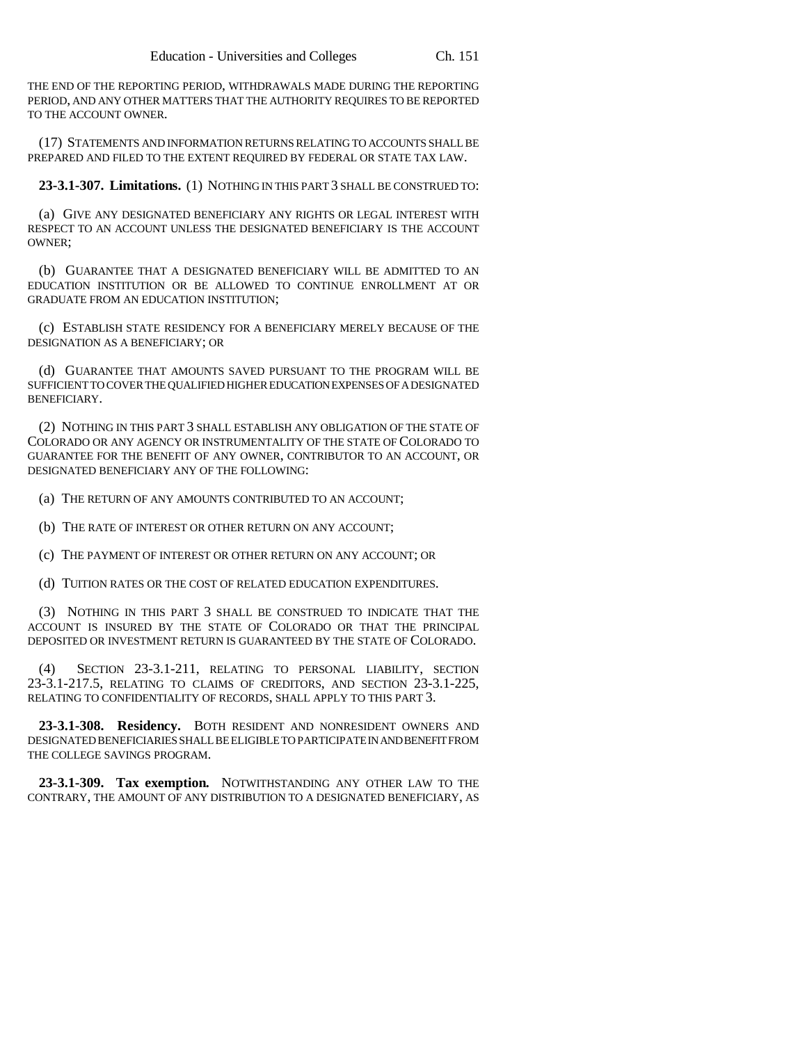THE END OF THE REPORTING PERIOD, WITHDRAWALS MADE DURING THE REPORTING PERIOD, AND ANY OTHER MATTERS THAT THE AUTHORITY REQUIRES TO BE REPORTED TO THE ACCOUNT OWNER.

(17) STATEMENTS AND INFORMATION RETURNS RELATING TO ACCOUNTS SHALL BE PREPARED AND FILED TO THE EXTENT REQUIRED BY FEDERAL OR STATE TAX LAW.

**23-3.1-307. Limitations.** (1) NOTHING IN THIS PART 3 SHALL BE CONSTRUED TO:

(a) GIVE ANY DESIGNATED BENEFICIARY ANY RIGHTS OR LEGAL INTEREST WITH RESPECT TO AN ACCOUNT UNLESS THE DESIGNATED BENEFICIARY IS THE ACCOUNT OWNER;

(b) GUARANTEE THAT A DESIGNATED BENEFICIARY WILL BE ADMITTED TO AN EDUCATION INSTITUTION OR BE ALLOWED TO CONTINUE ENROLLMENT AT OR GRADUATE FROM AN EDUCATION INSTITUTION;

(c) ESTABLISH STATE RESIDENCY FOR A BENEFICIARY MERELY BECAUSE OF THE DESIGNATION AS A BENEFICIARY; OR

(d) GUARANTEE THAT AMOUNTS SAVED PURSUANT TO THE PROGRAM WILL BE SUFFICIENT TO COVER THE QUALIFIED HIGHER EDUCATION EXPENSES OF A DESIGNATED BENEFICIARY.

(2) NOTHING IN THIS PART 3 SHALL ESTABLISH ANY OBLIGATION OF THE STATE OF COLORADO OR ANY AGENCY OR INSTRUMENTALITY OF THE STATE OF COLORADO TO GUARANTEE FOR THE BENEFIT OF ANY OWNER, CONTRIBUTOR TO AN ACCOUNT, OR DESIGNATED BENEFICIARY ANY OF THE FOLLOWING:

(a) THE RETURN OF ANY AMOUNTS CONTRIBUTED TO AN ACCOUNT;

(b) THE RATE OF INTEREST OR OTHER RETURN ON ANY ACCOUNT;

(c) THE PAYMENT OF INTEREST OR OTHER RETURN ON ANY ACCOUNT; OR

(d) TUITION RATES OR THE COST OF RELATED EDUCATION EXPENDITURES.

(3) NOTHING IN THIS PART 3 SHALL BE CONSTRUED TO INDICATE THAT THE ACCOUNT IS INSURED BY THE STATE OF COLORADO OR THAT THE PRINCIPAL DEPOSITED OR INVESTMENT RETURN IS GUARANTEED BY THE STATE OF COLORADO.

(4) SECTION 23-3.1-211, RELATING TO PERSONAL LIABILITY, SECTION 23-3.1-217.5, RELATING TO CLAIMS OF CREDITORS, AND SECTION 23-3.1-225, RELATING TO CONFIDENTIALITY OF RECORDS, SHALL APPLY TO THIS PART 3.

**23-3.1-308. Residency.** BOTH RESIDENT AND NONRESIDENT OWNERS AND DESIGNATED BENEFICIARIES SHALL BE ELIGIBLE TO PARTICIPATE IN AND BENEFIT FROM THE COLLEGE SAVINGS PROGRAM.

**23-3.1-309. Tax exemption.** NOTWITHSTANDING ANY OTHER LAW TO THE CONTRARY, THE AMOUNT OF ANY DISTRIBUTION TO A DESIGNATED BENEFICIARY, AS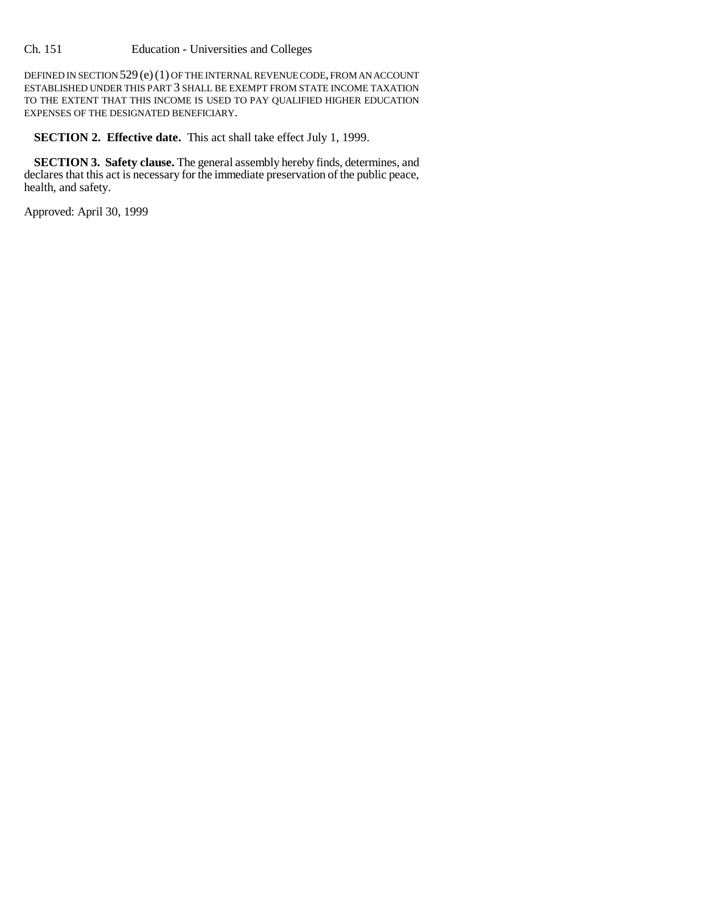DEFINED IN SECTION 529 (e) (1) OF THE INTERNAL REVENUE CODE, FROM AN ACCOUNT ESTABLISHED UNDER THIS PART 3 SHALL BE EXEMPT FROM STATE INCOME TAXATION TO THE EXTENT THAT THIS INCOME IS USED TO PAY QUALIFIED HIGHER EDUCATION EXPENSES OF THE DESIGNATED BENEFICIARY.

**SECTION 2. Effective date.** This act shall take effect July 1, 1999.

**SECTION 3. Safety clause.** The general assembly hereby finds, determines, and declares that this act is necessary for the immediate preservation of the public peace, health, and safety.

Approved: April 30, 1999